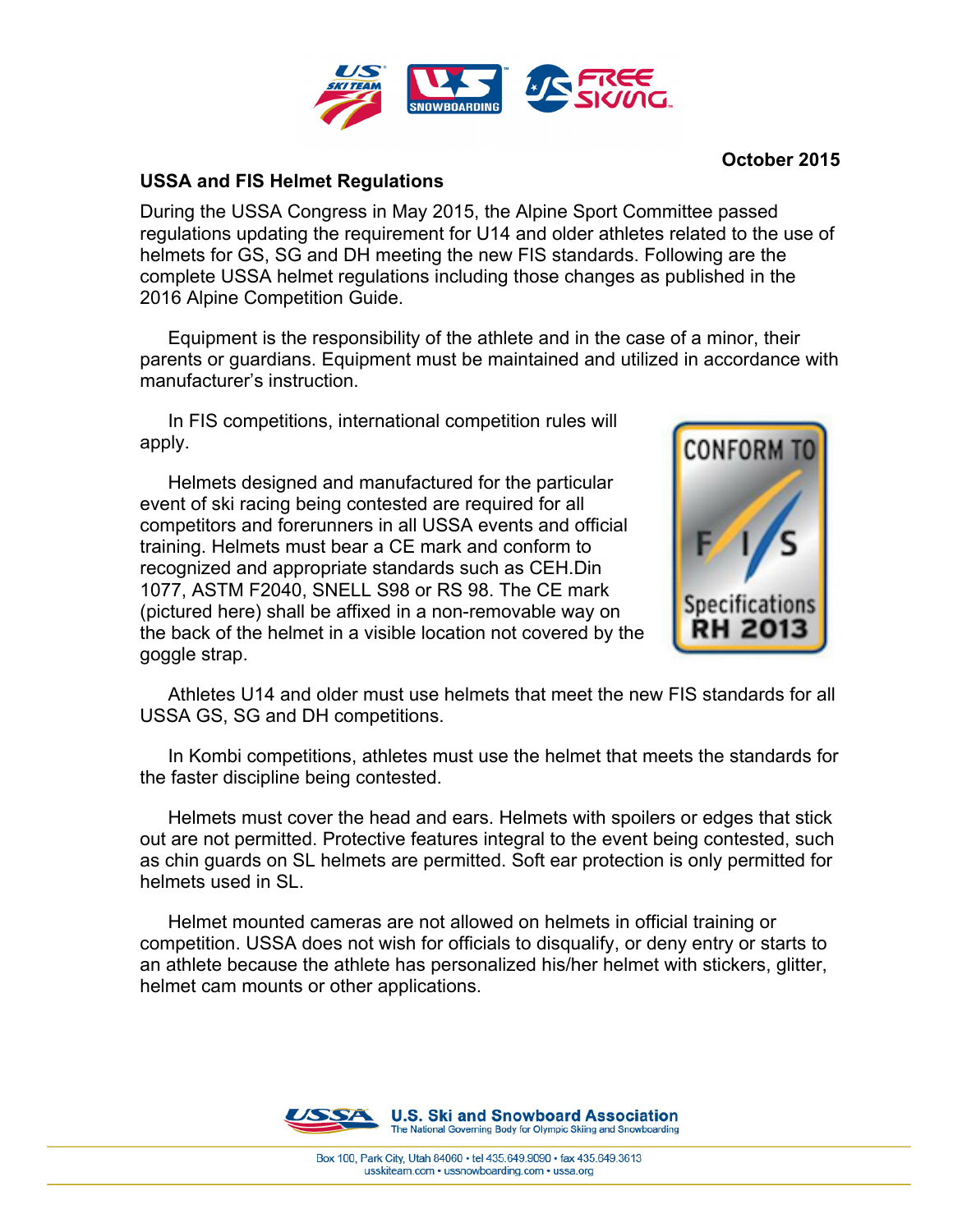October 2015

## USSA and FIS Helmet Regulations

During the USSA Congress in May 2015, the Alpine Sport Committee passed regulations updating the requirement for U14 and older athletes related to the use of helmets for GS, SG and DH meeting the new FIS standards. Following are the complete USSA helmet regulations including those changes as published in the 2016 Alpine Competition Guide.

Equipment is the responsibility of the athlete and in the case of a minor, their parents or guardians. Equipment must be maintained and utilized in accordance with manufacturer's instruction.

In FIS competitions, international competition rules will apply.

Helmets designed and manufactured for the particular event of ski racing being contested are required for all competitors and forerunners in all USSA events and official training. Helmets must bear a CE mark and conform to recognized and appropriate standards such as CEH.Din 1077, ASTM F2040, SNELL S98 or RS 98. The CE mark (pictured here) shall be affixed in a non-removable way on the back of the helmet in a visible location not covered by the goggle strap.

CONFORM TO
FIS
Specifications
RH 2013

Athletes U14 and older must use helmets that meet the new FIS standards for all USSA GS, SG and DH competitions.

In Kombi competitions, athletes must use the helmet that meets the standards for the faster discipline being contested.

Helmets must cover the head and ears. Helmets with spoilers or edges that stick out are not permitted. Protective features integral to the event being contested, such as chin guards on SL helmets are permitted. Soft ear protection is only permitted for helmets used in SL.

Helmet mounted cameras are not allowed on helmets in official training or competition. USSA does not wish for officials to disqualify, or deny entry or starts to an athlete because the athlete has personalized his/her helmet with stickers, glitter, helmet cam mounts or other applications.

U.S. Ski and Snowboard Association
The National Governing Body for Olympic Skiing and Snowboarding

Box 100, Park City, Utah 84060 • tel 435.649.9090 • fax 435.649.3613
usskiteam.com • ussnowboarding.com • ussa.org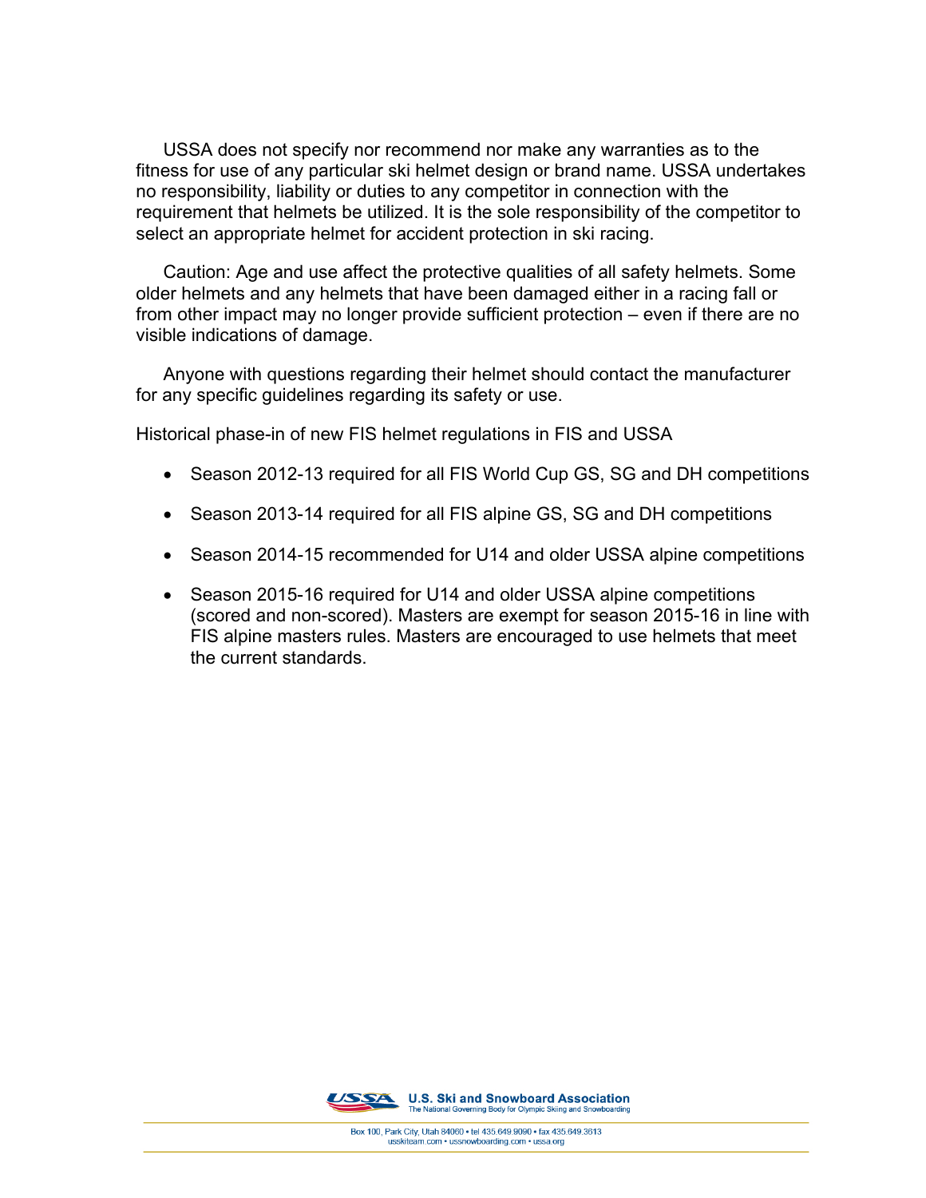USSA does not specify nor recommend nor make any warranties as to the fitness for use of any particular ski helmet design or brand name. USSA undertakes no responsibility, liability or duties to any competitor in connection with the requirement that helmets be utilized. It is the sole responsibility of the competitor to select an appropriate helmet for accident protection in ski racing.

Caution: Age and use affect the protective qualities of all safety helmets. Some older helmets and any helmets that have been damaged either in a racing fall or from other impact may no longer provide sufficient protection – even if there are no visible indications of damage.

Anyone with questions regarding their helmet should contact the manufacturer for any specific guidelines regarding its safety or use.

Historical phase-in of new FIS helmet regulations in FIS and USSA

- Season 2012-13 required for all FIS World Cup GS, SG and DH competitions
- Season 2013-14 required for all FIS alpine GS, SG and DH competitions
- Season 2014-15 recommended for U14 and older USSA alpine competitions
- Season 2015-16 required for U14 and older USSA alpine competitions (scored and non-scored). Masters are exempt for season 2015-16 in line with FIS alpine masters rules. Masters are encouraged to use helmets that meet the current standards.